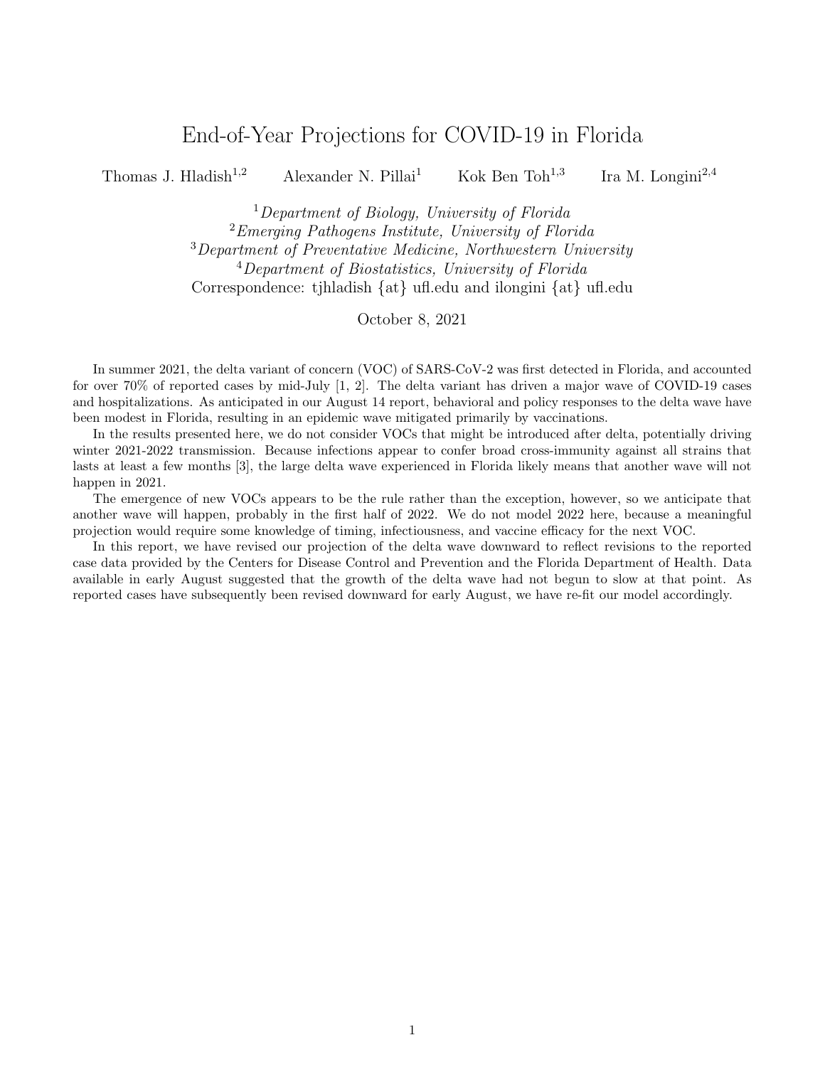# End-of-Year Projections for COVID-19 in Florida

Thomas J. Hladish[1,2] Alexander N. Pillai[1] Kok Ben Toh[1,3] Ira M. Longini[2,4]

[1] *Department of Biology, University of Florida*
[2] *Emerging Pathogens Institute, University of Florida*
[3] *Department of Preventative Medicine, Northwestern University*
[4] *Department of Biostatistics, University of Florida*
Correspondence: tjhladish {at} ufl.edu and ilongini {at} ufl.edu

October 8, 2021

In summer 2021, the delta variant of concern (VOC) of SARS-CoV-2 was first detected in Florida, and accounted for over 70% of reported cases by mid-July [1, 2]. The delta variant has driven a major wave of COVID-19 cases and hospitalizations. As anticipated in our August 14 report, behavioral and policy responses to the delta wave have been modest in Florida, resulting in an epidemic wave mitigated primarily by vaccinations.

In the results presented here, we do not consider VOCs that might be introduced after delta, potentially driving winter 2021-2022 transmission. Because infections appear to confer broad cross-immunity against all strains that lasts at least a few months [3], the large delta wave experienced in Florida likely means that another wave will not happen in 2021.

The emergence of new VOCs appears to be the rule rather than the exception, however, so we anticipate that another wave will happen, probably in the first half of 2022. We do not model 2022 here, because a meaningful projection would require some knowledge of timing, infectiousness, and vaccine efficacy for the next VOC.

In this report, we have revised our projection of the delta wave downward to reflect revisions to the reported case data provided by the Centers for Disease Control and Prevention and the Florida Department of Health. Data available in early August suggested that the growth of the delta wave had not begun to slow at that point. As reported cases have subsequently been revised downward for early August, we have re-fit our model accordingly.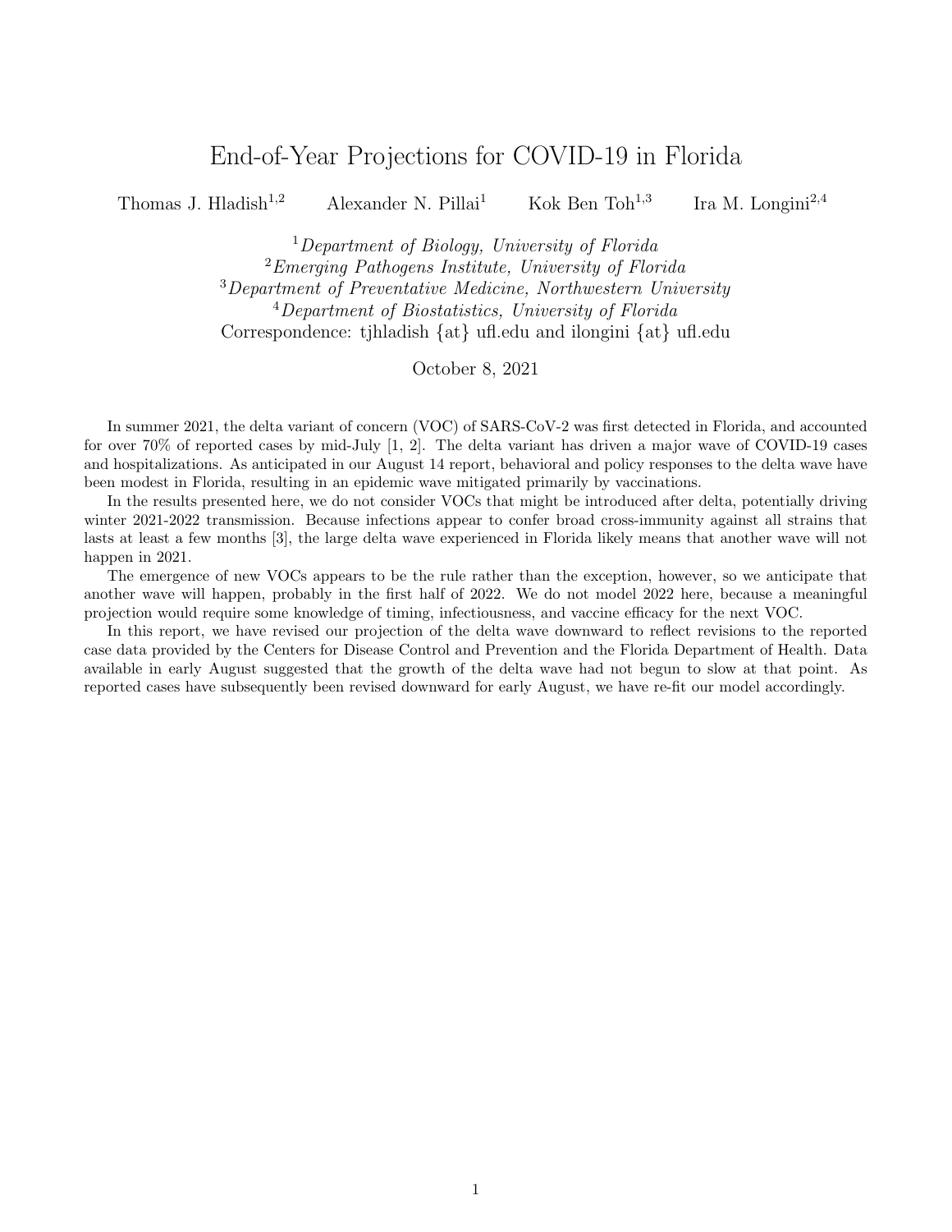# End-of-Year Projections for COVID-19 in Florida

Thomas J. Hladish[1,2] Alexander N. Pillai[1] Kok Ben Toh[1,3] Ira M. Longini[2,4]

[1] *Department of Biology, University of Florida*
[2] *Emerging Pathogens Institute, University of Florida*
[3] *Department of Preventative Medicine, Northwestern University*
[4] *Department of Biostatistics, University of Florida*
Correspondence: tjhladish {at} ufl.edu and ilongini {at} ufl.edu

October 8, 2021

In summer 2021, the delta variant of concern (VOC) of SARS-CoV-2 was first detected in Florida, and accounted for over 70% of reported cases by mid-July [1, 2]. The delta variant has driven a major wave of COVID-19 cases and hospitalizations. As anticipated in our August 14 report, behavioral and policy responses to the delta wave have been modest in Florida, resulting in an epidemic wave mitigated primarily by vaccinations.

In the results presented here, we do not consider VOCs that might be introduced after delta, potentially driving winter 2021-2022 transmission. Because infections appear to confer broad cross-immunity against all strains that lasts at least a few months [3], the large delta wave experienced in Florida likely means that another wave will not happen in 2021.

The emergence of new VOCs appears to be the rule rather than the exception, however, so we anticipate that another wave will happen, probably in the first half of 2022. We do not model 2022 here, because a meaningful projection would require some knowledge of timing, infectiousness, and vaccine efficacy for the next VOC.

In this report, we have revised our projection of the delta wave downward to reflect revisions to the reported case data provided by the Centers for Disease Control and Prevention and the Florida Department of Health. Data available in early August suggested that the growth of the delta wave had not begun to slow at that point. As reported cases have subsequently been revised downward for early August, we have re-fit our model accordingly.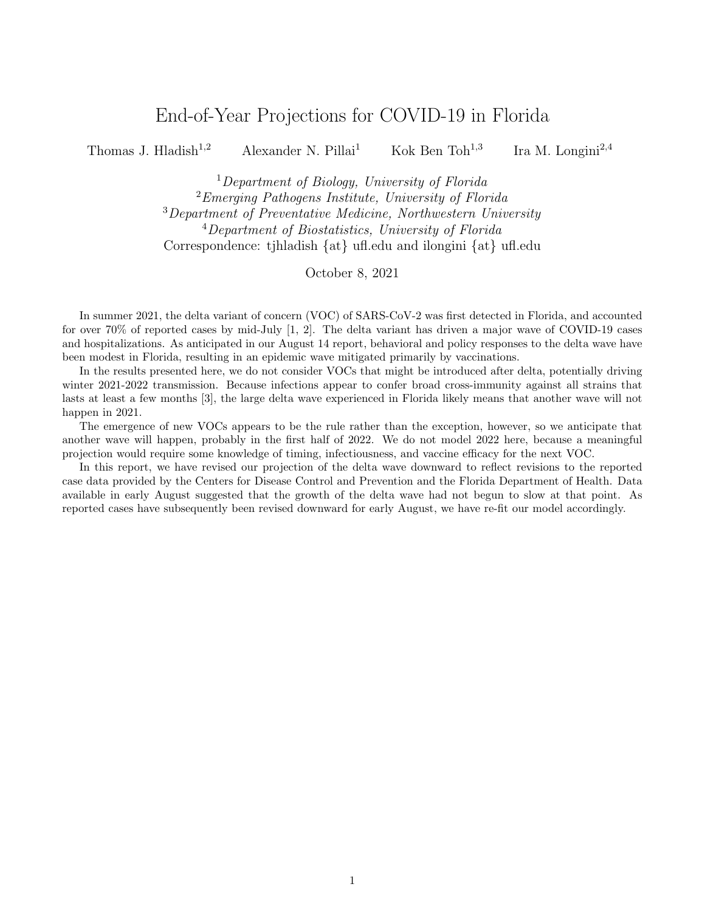# End-of-Year Projections for COVID-19 in Florida

Thomas J. Hladish[1,2] Alexander N. Pillai[1] Kok Ben Toh[1,3] Ira M. Longini[2,4]

[1] *Department of Biology, University of Florida*
[2] *Emerging Pathogens Institute, University of Florida*
[3] *Department of Preventative Medicine, Northwestern University*
[4] *Department of Biostatistics, University of Florida*
Correspondence: tjhladish {at} ufl.edu and ilongini {at} ufl.edu

October 8, 2021

In summer 2021, the delta variant of concern (VOC) of SARS-CoV-2 was first detected in Florida, and accounted for over 70% of reported cases by mid-July [1, 2]. The delta variant has driven a major wave of COVID-19 cases and hospitalizations. As anticipated in our August 14 report, behavioral and policy responses to the delta wave have been modest in Florida, resulting in an epidemic wave mitigated primarily by vaccinations.

In the results presented here, we do not consider VOCs that might be introduced after delta, potentially driving winter 2021-2022 transmission. Because infections appear to confer broad cross-immunity against all strains that lasts at least a few months [3], the large delta wave experienced in Florida likely means that another wave will not happen in 2021.

The emergence of new VOCs appears to be the rule rather than the exception, however, so we anticipate that another wave will happen, probably in the first half of 2022. We do not model 2022 here, because a meaningful projection would require some knowledge of timing, infectiousness, and vaccine efficacy for the next VOC.

In this report, we have revised our projection of the delta wave downward to reflect revisions to the reported case data provided by the Centers for Disease Control and Prevention and the Florida Department of Health. Data available in early August suggested that the growth of the delta wave had not begun to slow at that point. As reported cases have subsequently been revised downward for early August, we have re-fit our model accordingly.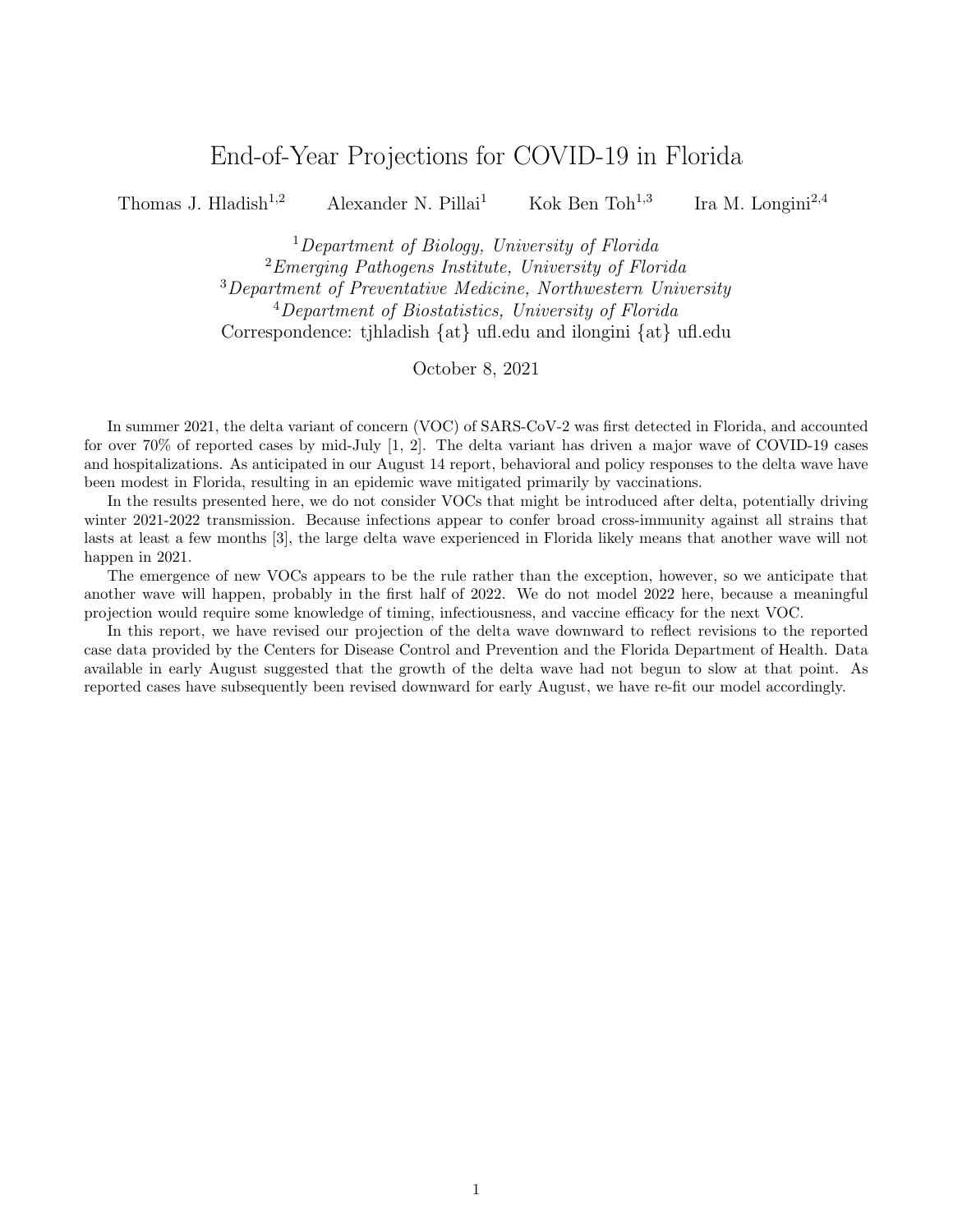# End-of-Year Projections for COVID-19 in Florida

Thomas J. Hladish[1,2] Alexander N. Pillai[1] Kok Ben Toh[1,3] Ira M. Longini[2,4]

[1] *Department of Biology, University of Florida*
[2] *Emerging Pathogens Institute, University of Florida*
[3] *Department of Preventative Medicine, Northwestern University*
[4] *Department of Biostatistics, University of Florida*
Correspondence: tjhladish {at} ufl.edu and ilongini {at} ufl.edu

October 8, 2021

In summer 2021, the delta variant of concern (VOC) of SARS-CoV-2 was first detected in Florida, and accounted for over 70% of reported cases by mid-July [1, 2]. The delta variant has driven a major wave of COVID-19 cases and hospitalizations. As anticipated in our August 14 report, behavioral and policy responses to the delta wave have been modest in Florida, resulting in an epidemic wave mitigated primarily by vaccinations.

In the results presented here, we do not consider VOCs that might be introduced after delta, potentially driving winter 2021-2022 transmission. Because infections appear to confer broad cross-immunity against all strains that lasts at least a few months [3], the large delta wave experienced in Florida likely means that another wave will not happen in 2021.

The emergence of new VOCs appears to be the rule rather than the exception, however, so we anticipate that another wave will happen, probably in the first half of 2022. We do not model 2022 here, because a meaningful projection would require some knowledge of timing, infectiousness, and vaccine efficacy for the next VOC.

In this report, we have revised our projection of the delta wave downward to reflect revisions to the reported case data provided by the Centers for Disease Control and Prevention and the Florida Department of Health. Data available in early August suggested that the growth of the delta wave had not begun to slow at that point. As reported cases have subsequently been revised downward for early August, we have re-fit our model accordingly.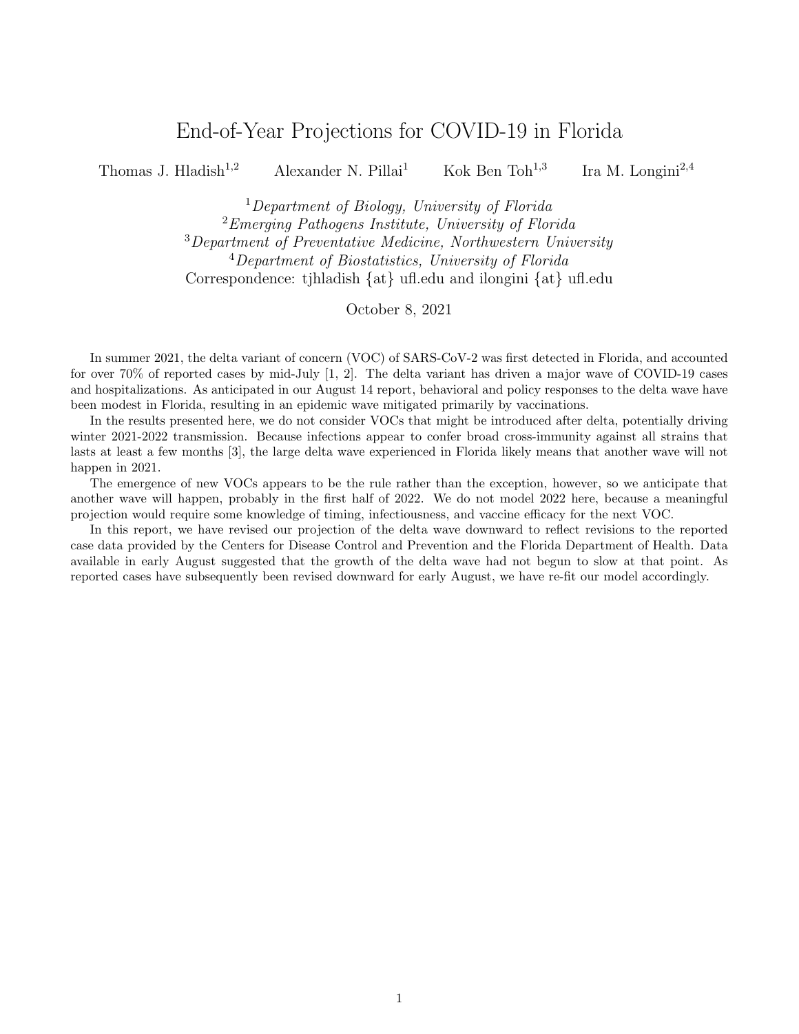# End-of-Year Projections for COVID-19 in Florida

Thomas J. Hladish[1,2] Alexander N. Pillai[1] Kok Ben Toh[1,3] Ira M. Longini[2,4]

[1] *Department of Biology, University of Florida*
[2] *Emerging Pathogens Institute, University of Florida*
[3] *Department of Preventative Medicine, Northwestern University*
[4] *Department of Biostatistics, University of Florida*
Correspondence: tjhladish {at} ufl.edu and ilongini {at} ufl.edu

October 8, 2021

In summer 2021, the delta variant of concern (VOC) of SARS-CoV-2 was first detected in Florida, and accounted for over 70% of reported cases by mid-July [1, 2]. The delta variant has driven a major wave of COVID-19 cases and hospitalizations. As anticipated in our August 14 report, behavioral and policy responses to the delta wave have been modest in Florida, resulting in an epidemic wave mitigated primarily by vaccinations.

In the results presented here, we do not consider VOCs that might be introduced after delta, potentially driving winter 2021-2022 transmission. Because infections appear to confer broad cross-immunity against all strains that lasts at least a few months [3], the large delta wave experienced in Florida likely means that another wave will not happen in 2021.

The emergence of new VOCs appears to be the rule rather than the exception, however, so we anticipate that another wave will happen, probably in the first half of 2022. We do not model 2022 here, because a meaningful projection would require some knowledge of timing, infectiousness, and vaccine efficacy for the next VOC.

In this report, we have revised our projection of the delta wave downward to reflect revisions to the reported case data provided by the Centers for Disease Control and Prevention and the Florida Department of Health. Data available in early August suggested that the growth of the delta wave had not begun to slow at that point. As reported cases have subsequently been revised downward for early August, we have re-fit our model accordingly.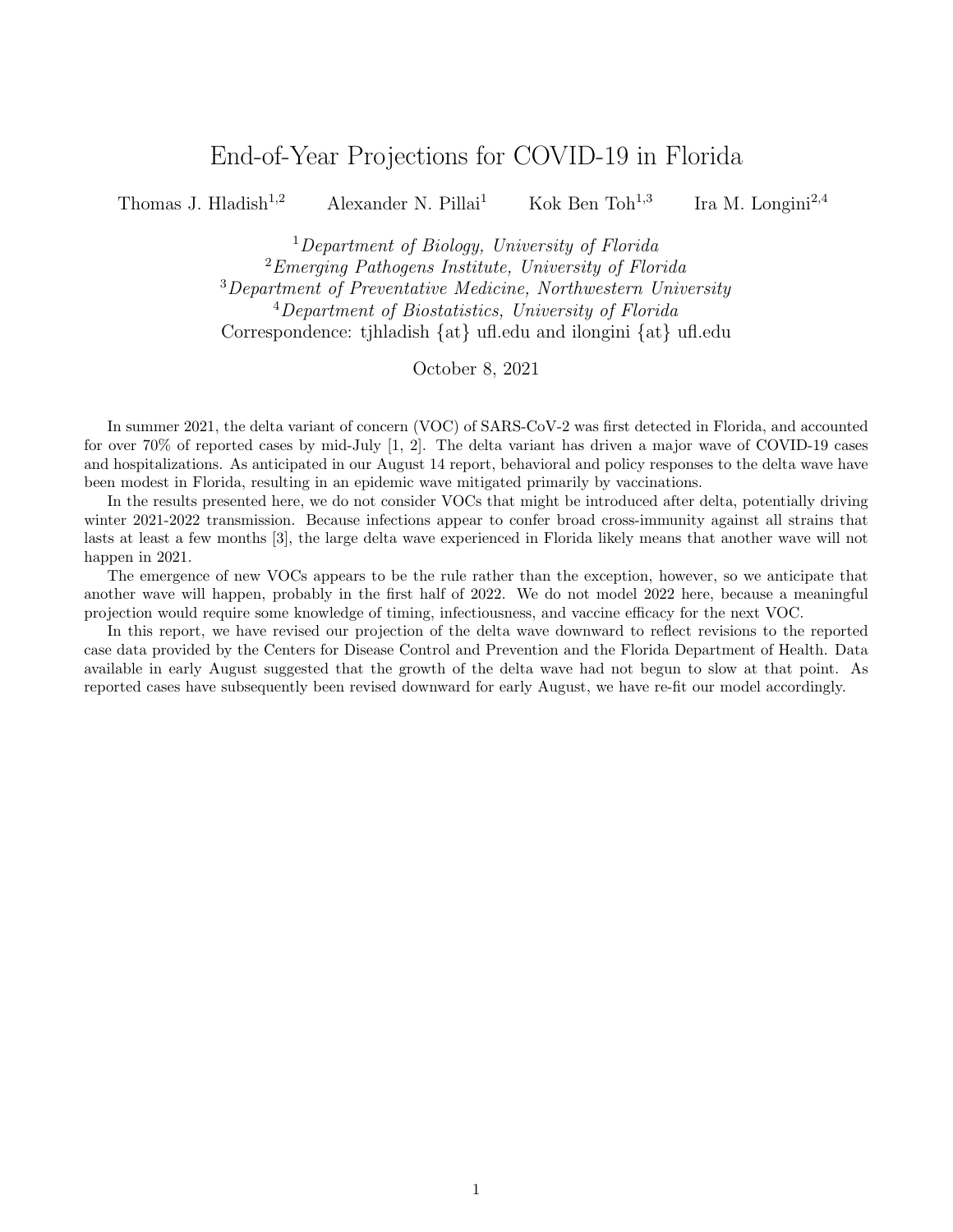# End-of-Year Projections for COVID-19 in Florida

Thomas J. Hladish[1,2] Alexander N. Pillai[1] Kok Ben Toh[1,3] Ira M. Longini[2,4]

[1] *Department of Biology, University of Florida*
[2] *Emerging Pathogens Institute, University of Florida*
[3] *Department of Preventative Medicine, Northwestern University*
[4] *Department of Biostatistics, University of Florida*
Correspondence: tjhladish {at} ufl.edu and ilongini {at} ufl.edu

October 8, 2021

In summer 2021, the delta variant of concern (VOC) of SARS-CoV-2 was first detected in Florida, and accounted for over 70% of reported cases by mid-July [1, 2]. The delta variant has driven a major wave of COVID-19 cases and hospitalizations. As anticipated in our August 14 report, behavioral and policy responses to the delta wave have been modest in Florida, resulting in an epidemic wave mitigated primarily by vaccinations.

In the results presented here, we do not consider VOCs that might be introduced after delta, potentially driving winter 2021-2022 transmission. Because infections appear to confer broad cross-immunity against all strains that lasts at least a few months [3], the large delta wave experienced in Florida likely means that another wave will not happen in 2021.

The emergence of new VOCs appears to be the rule rather than the exception, however, so we anticipate that another wave will happen, probably in the first half of 2022. We do not model 2022 here, because a meaningful projection would require some knowledge of timing, infectiousness, and vaccine efficacy for the next VOC.

In this report, we have revised our projection of the delta wave downward to reflect revisions to the reported case data provided by the Centers for Disease Control and Prevention and the Florida Department of Health. Data available in early August suggested that the growth of the delta wave had not begun to slow at that point. As reported cases have subsequently been revised downward for early August, we have re-fit our model accordingly.